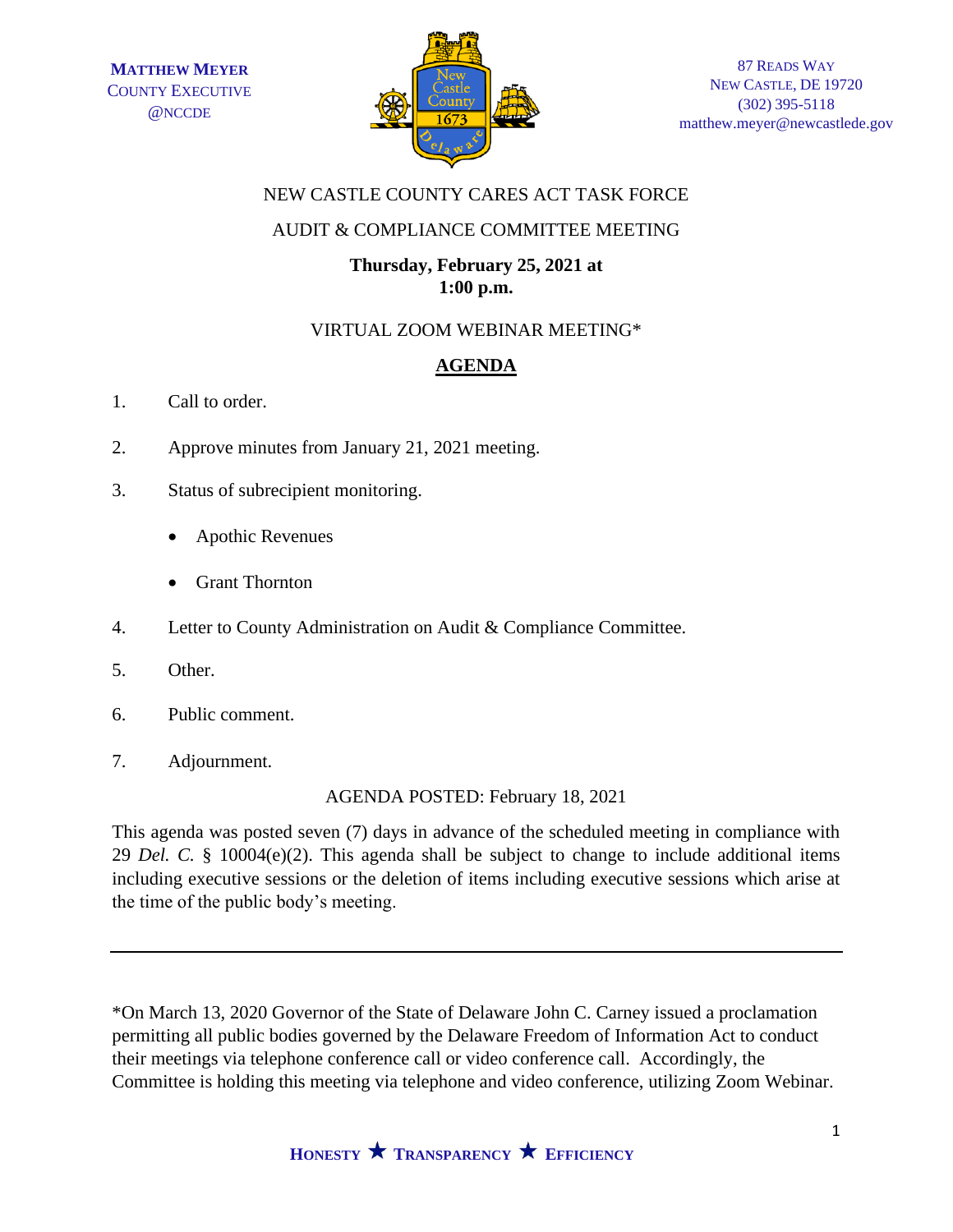**MATTHEW MEYER**
COUNTY EXECUTIVE
@NCCDE

87 READS WAY
NEW CASTLE, DE 19720
(302) 395-5118
matthew.meyer@newcastlede.gov

NEW CASTLE COUNTY CARES ACT TASK FORCE

AUDIT & COMPLIANCE COMMITTEE MEETING

**Thursday, February 25, 2021 at**
**1:00 p.m.**

VIRTUAL ZOOM WEBINAR MEETING*

## **AGENDA**

1. Call to order.

2. Approve minutes from January 21, 2021 meeting.

3. Status of subrecipient monitoring.

   - Apothic Revenues

   - Grant Thornton

4. Letter to County Administration on Audit & Compliance Committee.

5. Other.

6. Public comment.

7. Adjournment.

AGENDA POSTED: February 18, 2021

This agenda was posted seven (7) days in advance of the scheduled meeting in compliance with 29 *Del. C.* § 10004(e)(2). This agenda shall be subject to change to include additional items including executive sessions or the deletion of items including executive sessions which arise at the time of the public body's meeting.

---

*On March 13, 2020 Governor of the State of Delaware John C. Carney issued a proclamation permitting all public bodies governed by the Delaware Freedom of Information Act to conduct their meetings via telephone conference call or video conference call. Accordingly, the Committee is holding this meeting via telephone and video conference, utilizing Zoom Webinar.

**HONESTY ★ TRANSPARENCY ★ EFFICIENCY**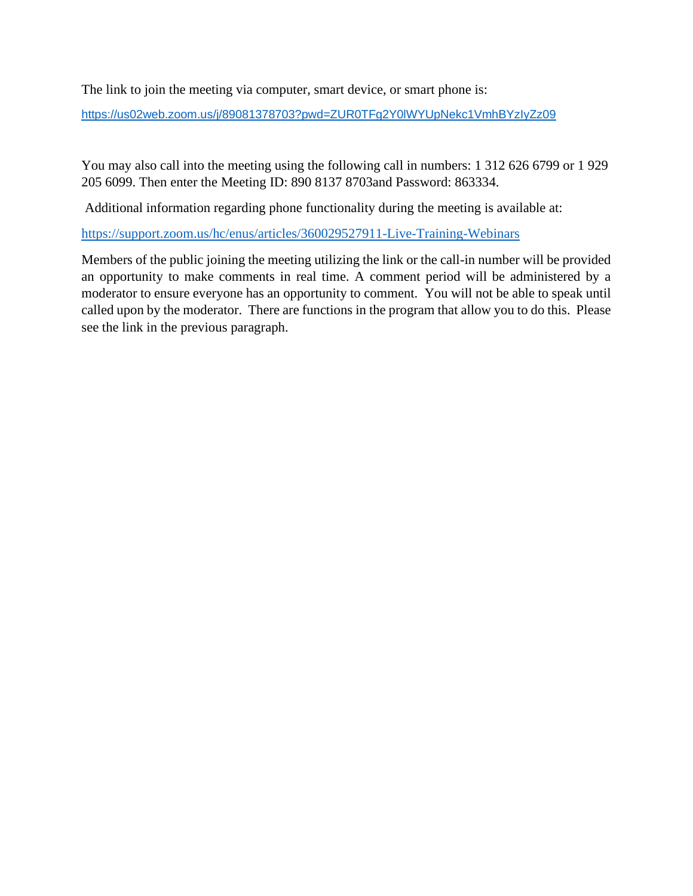The link to join the meeting via computer, smart device, or smart phone is:

https://us02web.zoom.us/j/89081378703?pwd=ZUR0TFg2Y0lWYUpNekc1VmhBYzIyZz09

You may also call into the meeting using the following call in numbers: 1 312 626 6799 or 1 929 205 6099. Then enter the Meeting ID: 890 8137 8703and Password: 863334.

Additional information regarding phone functionality during the meeting is available at:

https://support.zoom.us/hc/enus/articles/360029527911-Live-Training-Webinars

Members of the public joining the meeting utilizing the link or the call-in number will be provided an opportunity to make comments in real time. A comment period will be administered by a moderator to ensure everyone has an opportunity to comment. You will not be able to speak until called upon by the moderator. There are functions in the program that allow you to do this. Please see the link in the previous paragraph.